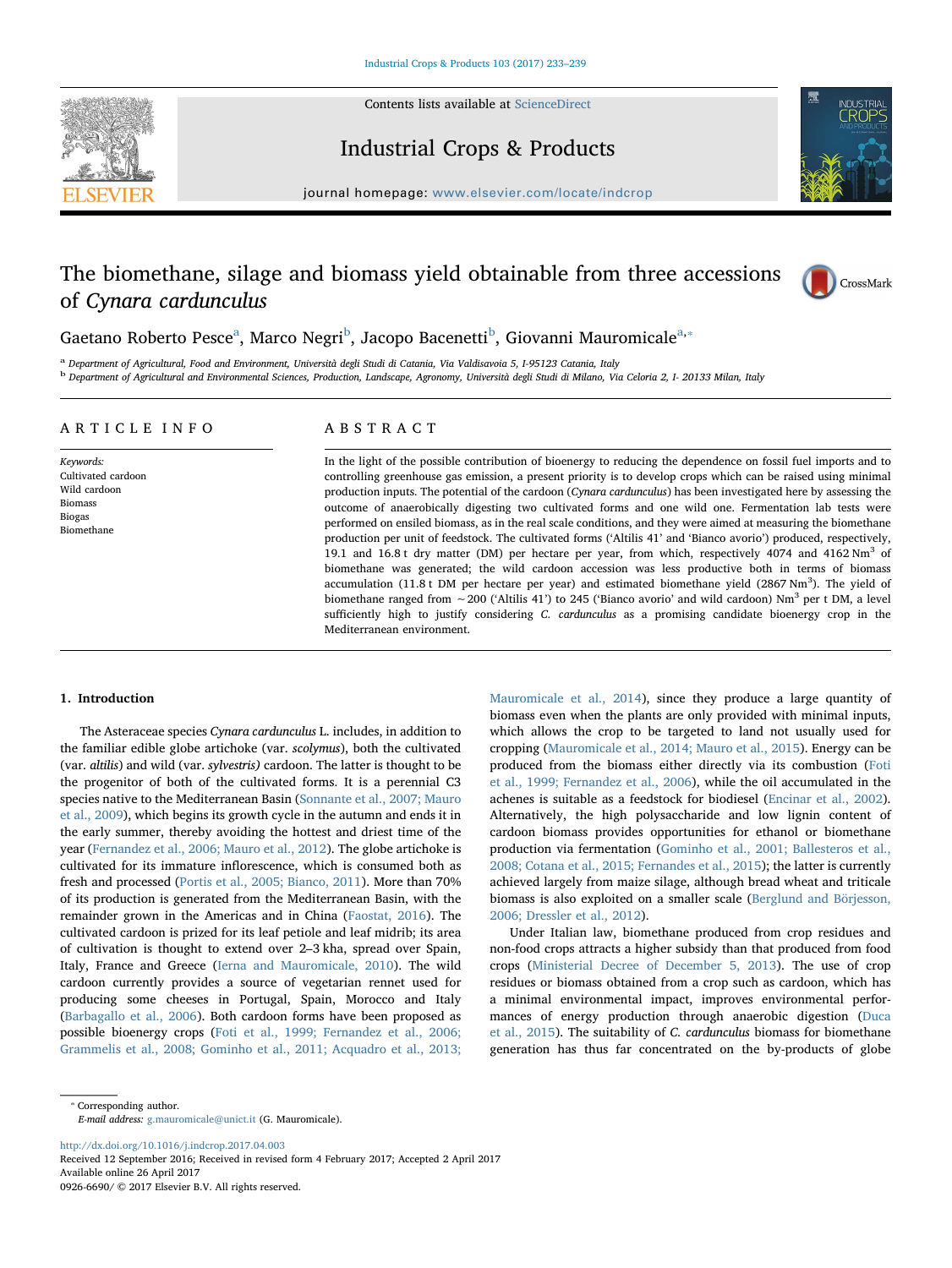# The biomethane, silage and biomass yield obtainable from three accessions of *Cynara cardunculus*

Gaetano Roberto Pesce[a], Marco Negri[b], Jacopo Bacenetti[b], Giovanni Mauromicale[a,*]

[a] Department of Agricultural, Food and Environment, Università degli Studi di Catania, Via Valdisavoia 5, I-95123 Catania, Italy

[b] Department of Agricultural and Environmental Sciences, Production, Landscape, Agronomy, Università degli Studi di Milano, Via Celoria 2, I- 20133 Milan, Italy

## ARTICLE INFO

*Keywords:*
Cultivated cardoon
Wild cardoon
Biomass
Biogas
Biomethane

## ABSTRACT

In the light of the possible contribution of bioenergy to reducing the dependence on fossil fuel imports and to controlling greenhouse gas emission, a present priority is to develop crops which can be raised using minimal production inputs. The potential of the cardoon (*Cynara cardunculus*) has been investigated here by assessing the outcome of anaerobically digesting two cultivated forms and one wild one. Fermentation lab tests were performed on ensiled biomass, as in the real scale conditions, and they were aimed at measuring the biomethane production per unit of feedstock. The cultivated forms ('Altilis 41' and 'Bianco avorio') produced, respectively, 19.1 and 16.8 t dry matter (DM) per hectare per year, from which, respectively 4074 and 4162 $Nm^3$ of biomethane was generated; the wild cardoon accession was less productive both in terms of biomass accumulation (11.8 t DM per hectare per year) and estimated biomethane yield (2867 $Nm^3$). The yield of biomethane ranged from ~200 ('Altilis 41') to 245 ('Bianco avorio' and wild cardoon) $Nm^3$ per t DM, a level sufficiently high to justify considering *C. cardunculus* as a promising candidate bioenergy crop in the Mediterranean environment.

## 1. Introduction

The Asteraceae species *Cynara cardunculus* L. includes, in addition to the familiar edible globe artichoke (var. *scolymus*), both the cultivated (var. *altilis*) and wild (var. *sylvestris)* cardoon. The latter is thought to be the progenitor of both of the cultivated forms. It is a perennial C3 species native to the Mediterranean Basin (Sonnante et al., 2007; Mauro et al., 2009), which begins its growth cycle in the autumn and ends it in the early summer, thereby avoiding the hottest and driest time of the year (Fernandez et al., 2006; Mauro et al., 2012). The globe artichoke is cultivated for its immature inflorescence, which is consumed both as fresh and processed (Portis et al., 2005; Bianco, 2011). More than 70% of its production is generated from the Mediterranean Basin, with the remainder grown in the Americas and in China (Faostat, 2016). The cultivated cardoon is prized for its leaf petiole and leaf midrib; its area of cultivation is thought to extend over 2–3 kha, spread over Spain, Italy, France and Greece (Ierna and Mauromicale, 2010). The wild cardoon currently provides a source of vegetarian rennet used for producing some cheeses in Portugal, Spain, Morocco and Italy (Barbagallo et al., 2006). Both cardoon forms have been proposed as possible bioenergy crops (Foti et al., 1999; Fernandez et al., 2006; Grammelis et al., 2008; Gominho et al., 2011; Acquadro et al., 2013; Mauromicale et al., 2014), since they produce a large quantity of biomass even when the plants are only provided with minimal inputs, which allows the crop to be targeted to land not usually used for cropping (Mauromicale et al., 2014; Mauro et al., 2015). Energy can be produced from the biomass either directly via its combustion (Foti et al., 1999; Fernandez et al., 2006), while the oil accumulated in the achenes is suitable as a feedstock for biodiesel (Encinar et al., 2002). Alternatively, the high polysaccharide and low lignin content of cardoon biomass provides opportunities for ethanol or biomethane production via fermentation (Gominho et al., 2001; Ballesteros et al., 2008; Cotana et al., 2015; Fernandes et al., 2015); the latter is currently achieved largely from maize silage, although bread wheat and triticale biomass is also exploited on a smaller scale (Berglund and Börjesson, 2006; Dressler et al., 2012).

Under Italian law, biomethane produced from crop residues and non-food crops attracts a higher subsidy than that produced from food crops (Ministerial Decree of December 5, 2013). The use of crop residues or biomass obtained from a crop such as cardoon, which has a minimal environmental impact, improves environmental performances of energy production through anaerobic digestion (Duca et al., 2015). The suitability of *C. cardunculus* biomass for biomethane generation has thus far concentrated on the by-products of globe

* Corresponding author.
*E-mail address:* g.mauromicale@unict.it (G. Mauromicale).

http://dx.doi.org/10.1016/j.indcrop.2017.04.003
Received 12 September 2016; Received in revised form 4 February 2017; Accepted 2 April 2017
Available online 26 April 2017
0926-6690/ © 2017 Elsevier B.V. All rights reserved.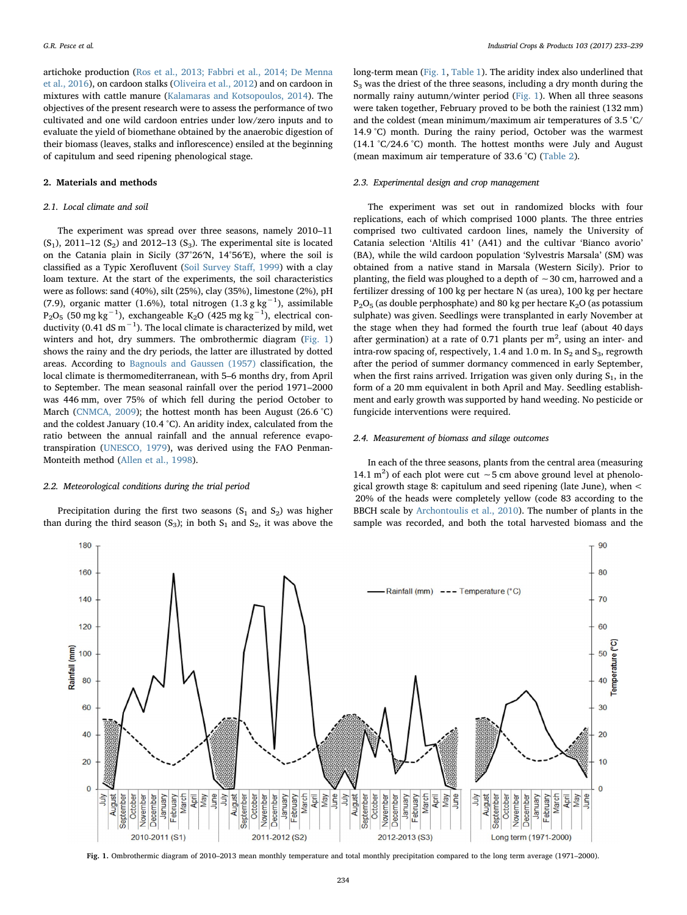artichoke production (Ros et al., 2013; Fabbri et al., 2014; De Menna et al., 2016), on cardoon stalks (Oliveira et al., 2012) and on cardoon in mixtures with cattle manure (Kalamaras and Kotsopoulos, 2014). The objectives of the present research were to assess the performance of two cultivated and one wild cardoon entries under low/zero inputs and to evaluate the yield of biomethane obtained by the anaerobic digestion of their biomass (leaves, stalks and inflorescence) ensiled at the beginning of capitulum and seed ripening phenological stage.

## 2. Materials and methods

### 2.1. Local climate and soil

The experiment was spread over three seasons, namely 2010–11 ($S_1$), 2011–12 ($S_2$) and 2012–13 ($S_3$). The experimental site is located on the Catania plain in Sicily (37°26′N, 14°56′E), where the soil is classified as a Typic Xerofluvent (Soil Survey Staff, 1999) with a clay loam texture. At the start of the experiments, the soil characteristics were as follows: sand (40%), silt (25%), clay (35%), limestone (2%), pH (7.9), organic matter (1.6%), total nitrogen (1.3 g $kg^{-1}$), assimilable $P_2O_5$ (50 mg $kg^{-1}$), exchangeable $K_2O$ (425 mg $kg^{-1}$), electrical conductivity (0.41 dS $m^{-1}$). The local climate is characterized by mild, wet winters and hot, dry summers. The ombrothermic diagram (Fig. 1) shows the rainy and the dry periods, the latter are illustrated by dotted areas. According to Bagnouls and Gaussen (1957) classification, the local climate is thermomediterranean, with 5–6 months dry, from April to September. The mean seasonal rainfall over the period 1971–2000 was 446 mm, over 75% of which fell during the period October to March (CNMCA, 2009); the hottest month has been August (26.6 °C) and the coldest January (10.4 °C). An aridity index, calculated from the ratio between the annual rainfall and the annual reference evapotranspiration (UNESCO, 1979), was derived using the FAO Penman-Monteith method (Allen et al., 1998).

### 2.2. Meteorological conditions during the trial period

Precipitation during the first two seasons ($S_1$ and $S_2$) was higher than during the third season ($S_3$); in both $S_1$ and $S_2$, it was above the long-term mean (Fig. 1, Table 1). The aridity index also underlined that $S_3$ was the driest of the three seasons, including a dry month during the normally rainy autumn/winter period (Fig. 1). When all three seasons were taken together, February proved to be both the rainiest (132 mm) and the coldest (mean minimum/maximum air temperatures of 3.5 °C/14.9 °C) month. During the rainy period, October was the warmest (14.1 °C/24.6 °C) month. The hottest months were July and August (mean maximum air temperature of 33.6 °C) (Table 2).

### 2.3. Experimental design and crop management

The experiment was set out in randomized blocks with four replications, each of which comprised 1000 plants. The three entries comprised two cultivated cardoon lines, namely the University of Catania selection 'Altilis 41' (A41) and the cultivar 'Bianco avorio' (BA), while the wild cardoon population 'Sylvestris Marsala' (SM) was obtained from a native stand in Marsala (Western Sicily). Prior to planting, the field was ploughed to a depth of ~30 cm, harrowed and a fertilizer dressing of 100 kg per hectare N (as urea), 100 kg per hectare $P_2O_5$ (as double perphosphate) and 80 kg per hectare $K_2O$ (as potassium sulphate) was given. Seedlings were transplanted in early November at the stage when they had formed the fourth true leaf (about 40 days after germination) at a rate of 0.71 plants per $m^2$, using an inter- and intra-row spacing of, respectively, 1.4 and 1.0 m. In $S_2$ and $S_3$, regrowth after the period of summer dormancy commenced in early September, when the first rains arrived. Irrigation was given only during $S_1$, in the form of a 20 mm equivalent in both April and May. Seedling establishment and early growth was supported by hand weeding. No pesticide or fungicide interventions were required.

### 2.4. Measurement of biomass and silage outcomes

In each of the three seasons, plants from the central area (measuring 14.1 $m^2$) of each plot were cut ~5 cm above ground level at phenological growth stage 8: capitulum and seed ripening (late June), when < 20% of the heads were completely yellow (code 83 according to the BBCH scale by Archontoulis et al., 2010). The number of plants in the sample was recorded, and both the total harvested biomass and the

Fig. 1. Ombrothermic diagram of 2010–2013 mean monthly temperature and total monthly precipitation compared to the long term average (1971–2000).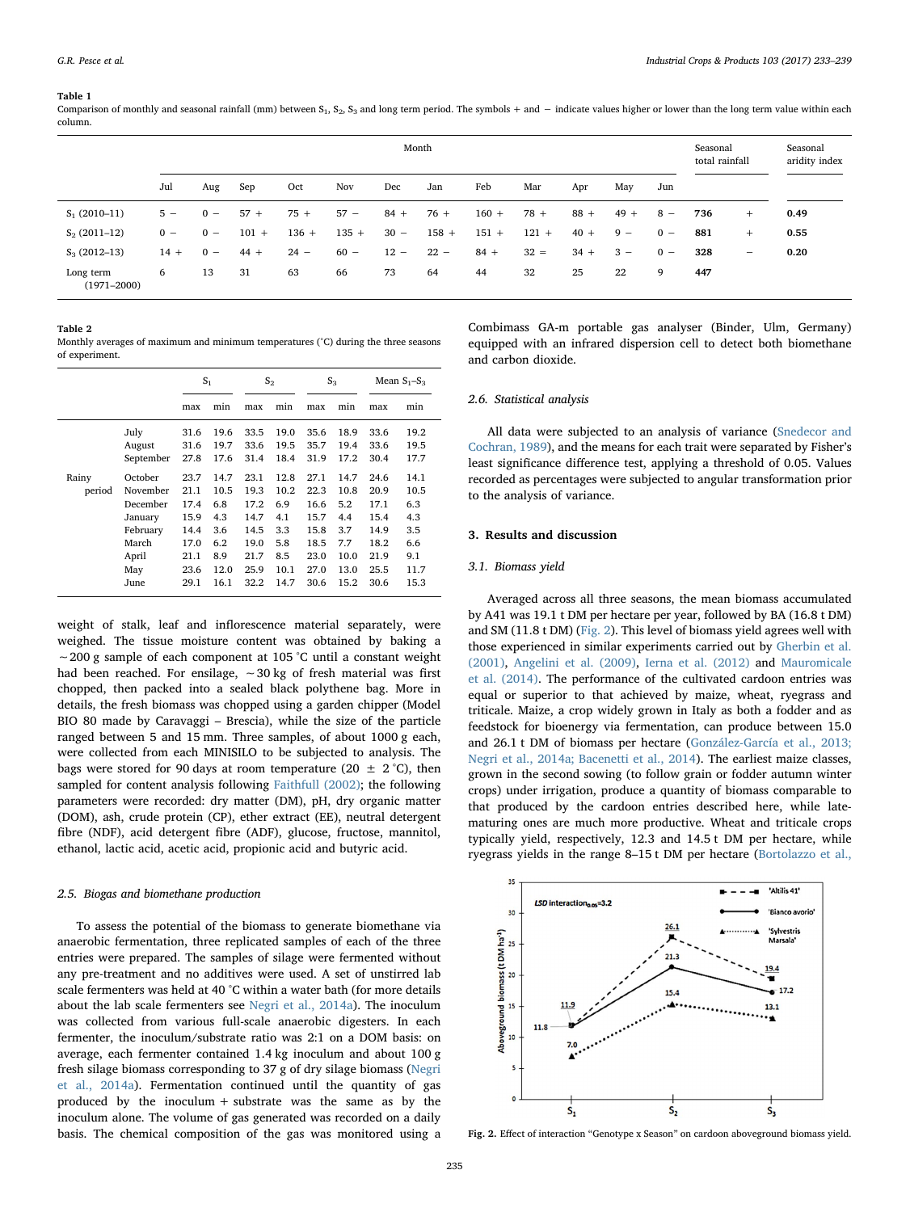**Table 1**
Comparison of monthly and seasonal rainfall (mm) between $S_1$, $S_2$, $S_3$ and long term period. The symbols + and − indicate values higher or lower than the long term value within each column.

| | Month | | | | | | | | | | | | Seasonal total rainfall | | Seasonal aridity index |
|---|---|---|---|---|---|---|---|---|---|---|---|---|---|---|---|
| | Jul | Aug | Sep | Oct | Nov | Dec | Jan | Feb | Mar | Apr | May | Jun | | | |
| $S_1$ (2010–11) | 5 − | 0 − | 57 + | 75 + | 57 − | 84 + | 76 + | 160 + | 78 + | 88 + | 49 + | 8 − | **736** | + | **0.49** |
| $S_2$ (2011–12) | 0 − | 0 − | 101 + | 136 + | 135 + | 30 − | 158 + | 151 + | 121 + | 40 + | 9 − | 0 − | **881** | + | **0.55** |
| $S_3$ (2012–13) | 14 + | 0 − | 44 + | 24 − | 60 − | 12 − | 22 − | 84 + | 32 = | 34 + | 3 − | 0 − | **328** | − | **0.20** |
| Long term (1971–2000) | 6 | 13 | 31 | 63 | 66 | 73 | 64 | 44 | 32 | 25 | 22 | 9 | **447** | | |

**Table 2**
Monthly averages of maximum and minimum temperatures (°C) during the three seasons of experiment.

| | | $S_1$ | | $S_2$ | | $S_3$ | | Mean $S_1$–$S_3$ | |
|---|---|---|---|---|---|---|---|---|---|
| | | max | min | max | min | max | min | max | min |
| | July | 31.6 | 19.6 | 33.5 | 19.0 | 35.6 | 18.9 | 33.6 | 19.2 |
| | August | 31.6 | 19.7 | 33.6 | 19.5 | 35.7 | 19.4 | 33.6 | 19.5 |
| | September | 27.8 | 17.6 | 31.4 | 18.4 | 31.9 | 17.2 | 30.4 | 17.7 |
| Rainy period | October | 23.7 | 14.7 | 23.1 | 12.8 | 27.1 | 14.7 | 24.6 | 14.1 |
| | November | 21.1 | 10.5 | 19.3 | 10.2 | 22.3 | 10.8 | 20.9 | 10.5 |
| | December | 17.4 | 6.8 | 17.2 | 6.9 | 16.6 | 5.2 | 17.1 | 6.3 |
| | January | 15.9 | 4.3 | 14.7 | 4.1 | 15.7 | 4.4 | 15.4 | 4.3 |
| | February | 14.4 | 3.6 | 14.5 | 3.3 | 15.8 | 3.7 | 14.9 | 3.5 |
| | March | 17.0 | 6.2 | 19.0 | 5.8 | 18.5 | 7.7 | 18.2 | 6.6 |
| | April | 21.1 | 8.9 | 21.7 | 8.5 | 23.0 | 10.0 | 21.9 | 9.1 |
| | May | 23.6 | 12.0 | 25.9 | 10.1 | 27.0 | 13.0 | 25.5 | 11.7 |
| | June | 29.1 | 16.1 | 32.2 | 14.7 | 30.6 | 15.2 | 30.6 | 15.3 |

weight of stalk, leaf and inflorescence material separately, were weighed. The tissue moisture content was obtained by baking a ~200 g sample of each component at 105 °C until a constant weight had been reached. For ensilage, ~30 kg of fresh material was first chopped, then packed into a sealed black polythene bag. More in details, the fresh biomass was chopped using a garden chipper (Model BIO 80 made by Caravaggi – Brescia), while the size of the particle ranged between 5 and 15 mm. Three samples, of about 1000 g each, were collected from each MINISILO to be subjected to analysis. The bags were stored for 90 days at room temperature (20 ± 2 °C), then sampled for content analysis following Faithfull (2002); the following parameters were recorded: dry matter (DM), pH, dry organic matter (DOM), ash, crude protein (CP), ether extract (EE), neutral detergent fibre (NDF), acid detergent fibre (ADF), glucose, fructose, mannitol, ethanol, lactic acid, acetic acid, propionic acid and butyric acid.

### 2.5. Biogas and biomethane production

To assess the potential of the biomass to generate biomethane via anaerobic fermentation, three replicated samples of each of the three entries were prepared. The samples of silage were fermented without any pre-treatment and no additives were used. A set of unstirred lab scale fermenters was held at 40 °C within a water bath (for more details about the lab scale fermenters see Negri et al., 2014a). The inoculum was collected from various full-scale anaerobic digesters. In each fermenter, the inoculum/substrate ratio was 2:1 on a DOM basis: on average, each fermenter contained 1.4 kg inoculum and about 100 g fresh silage biomass corresponding to 37 g of dry silage biomass (Negri et al., 2014a). Fermentation continued until the quantity of gas produced by the inoculum + substrate was the same as by the inoculum alone. The volume of gas generated was recorded on a daily basis. The chemical composition of the gas was monitored using a Combimass GA-m portable gas analyser (Binder, Ulm, Germany) equipped with an infrared dispersion cell to detect both biomethane and carbon dioxide.

### 2.6. Statistical analysis

All data were subjected to an analysis of variance (Snedecor and Cochran, 1989), and the means for each trait were separated by Fisher's least significance difference test, applying a threshold of 0.05. Values recorded as percentages were subjected to angular transformation prior to the analysis of variance.

## 3. Results and discussion

### 3.1. Biomass yield

Averaged across all three seasons, the mean biomass accumulated by A41 was 19.1 t DM per hectare per year, followed by BA (16.8 t DM) and SM (11.8 t DM) (Fig. 2). This level of biomass yield agrees well with those experienced in similar experiments carried out by Gherbin et al. (2001), Angelini et al. (2009), Ierna et al. (2012) and Mauromicale et al. (2014). The performance of the cultivated cardoon entries was equal or superior to that achieved by maize, wheat, ryegrass and triticale. Maize, a crop widely grown in Italy as both a fodder and as feedstock for bioenergy via fermentation, can produce between 15.0 and 26.1 t DM of biomass per hectare (González-García et al., 2013; Negri et al., 2014a; Bacenetti et al., 2014). The earliest maize classes, grown in the second sowing (to follow grain or fodder autumn winter crops) under irrigation, produce a quantity of biomass comparable to that produced by the cardoon entries described here, while late-maturing ones are much more productive. Wheat and triticale crops typically yield, respectively, 12.3 and 14.5 t DM per hectare, while ryegrass yields in the range 8–15 t DM per hectare (Bortolazzo et al.,

Fig. 2. Effect of interaction "Genotype x Season" on cardoon aboveground biomass yield.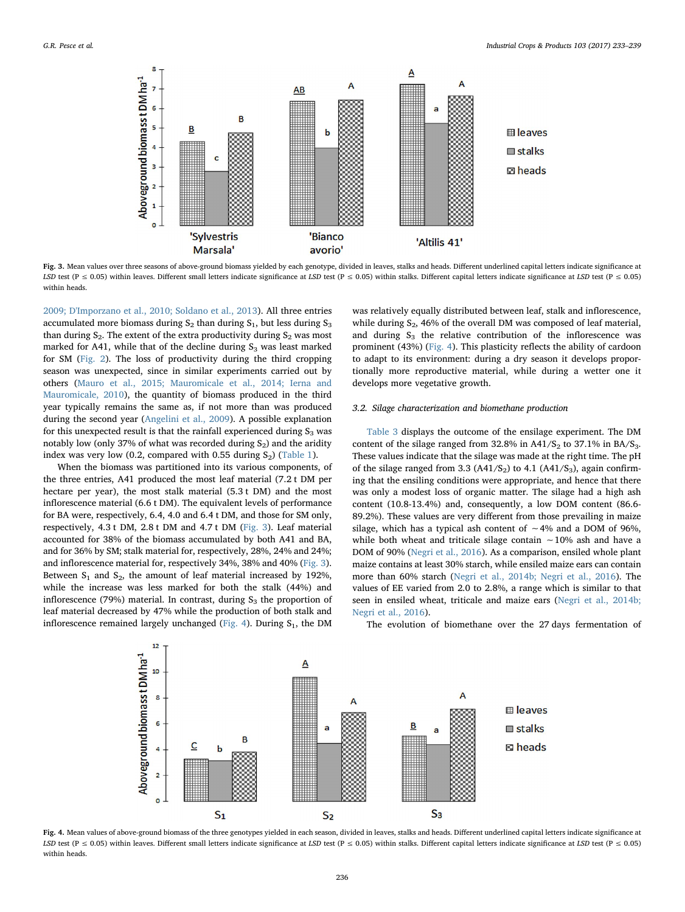Fig. 3. Mean values over three seasons of above-ground biomass yielded by each genotype, divided in leaves, stalks and heads. Different underlined capital letters indicate significance at LSD test (P ≤ 0.05) within leaves. Different small letters indicate significance at LSD test (P ≤ 0.05) within stalks. Different capital letters indicate significance at LSD test (P ≤ 0.05) within heads.

2009; D'Imporzano et al., 2010; Soldano et al., 2013). All three entries accumulated more biomass during $S_2$ than during $S_1$, but less during $S_3$ than during $S_2$. The extent of the extra productivity during $S_2$ was most marked for A41, while that of the decline during $S_3$ was least marked for SM (Fig. 2). The loss of productivity during the third cropping season was unexpected, since in similar experiments carried out by others (Mauro et al., 2015; Mauromicale et al., 2014; Ierna and Mauromicale, 2010), the quantity of biomass produced in the third year typically remains the same as, if not more than was produced during the second year (Angelini et al., 2009). A possible explanation for this unexpected result is that the rainfall experienced during $S_3$ was notably low (only 37% of what was recorded during $S_2$) and the aridity index was very low (0.2, compared with 0.55 during $S_2$) (Table 1).

When the biomass was partitioned into its various components, of the three entries, A41 produced the most leaf material (7.2 t DM per hectare per year), the most stalk material (5.3 t DM) and the most inflorescence material (6.6 t DM). The equivalent levels of performance for BA were, respectively, 6.4, 4.0 and 6.4 t DM, and those for SM only, respectively, 4.3 t DM, 2.8 t DM and 4.7 t DM (Fig. 3). Leaf material accounted for 38% of the biomass accumulated by both A41 and BA, and for 36% by SM; stalk material for, respectively, 28%, 24% and 24%; and inflorescence material for, respectively 34%, 38% and 40% (Fig. 3). Between $S_1$ and $S_2$, the amount of leaf material increased by 192%, while the increase was less marked for both the stalk (44%) and inflorescence (79%) material. In contrast, during $S_3$ the proportion of leaf material decreased by 47% while the production of both stalk and inflorescence remained largely unchanged (Fig. 4). During $S_1$, the DM was relatively equally distributed between leaf, stalk and inflorescence, while during $S_2$, 46% of the overall DM was composed of leaf material, and during $S_3$ the relative contribution of the inflorescence was prominent (43%) (Fig. 4). This plasticity reflects the ability of cardoon to adapt to its environment: during a dry season it develops proportionally more reproductive material, while during a wetter one it develops more vegetative growth.

### 3.2. Silage characterization and biomethane production

Table 3 displays the outcome of the ensilage experiment. The DM content of the silage ranged from 32.8% in A41/$S_2$ to 37.1% in BA/$S_3$. These values indicate that the silage was made at the right time. The pH of the silage ranged from 3.3 (A41/$S_2$) to 4.1 (A41/$S_3$), again confirming that the ensiling conditions were appropriate, and hence that there was only a modest loss of organic matter. The silage had a high ash content (10.8-13.4%) and, consequently, a low DOM content (86.6-89.2%). These values are very different from those prevailing in maize silage, which has a typical ash content of ∼4% and a DOM of 96%, while both wheat and triticale silage contain ∼10% ash and have a DOM of 90% (Negri et al., 2016). As a comparison, ensiled whole plant maize contains at least 30% starch, while ensiled maize ears can contain more than 60% starch (Negri et al., 2014b; Negri et al., 2016). The values of EE varied from 2.0 to 2.8%, a range which is similar to that seen in ensiled wheat, triticale and maize ears (Negri et al., 2014b; Negri et al., 2016).

The evolution of biomethane over the 27 days fermentation of

Fig. 4. Mean values of above-ground biomass of the three genotypes yielded in each season, divided in leaves, stalks and heads. Different underlined capital letters indicate significance at LSD test (P ≤ 0.05) within leaves. Different small letters indicate significance at LSD test (P ≤ 0.05) within stalks. Different capital letters indicate significance at LSD test (P ≤ 0.05) within heads.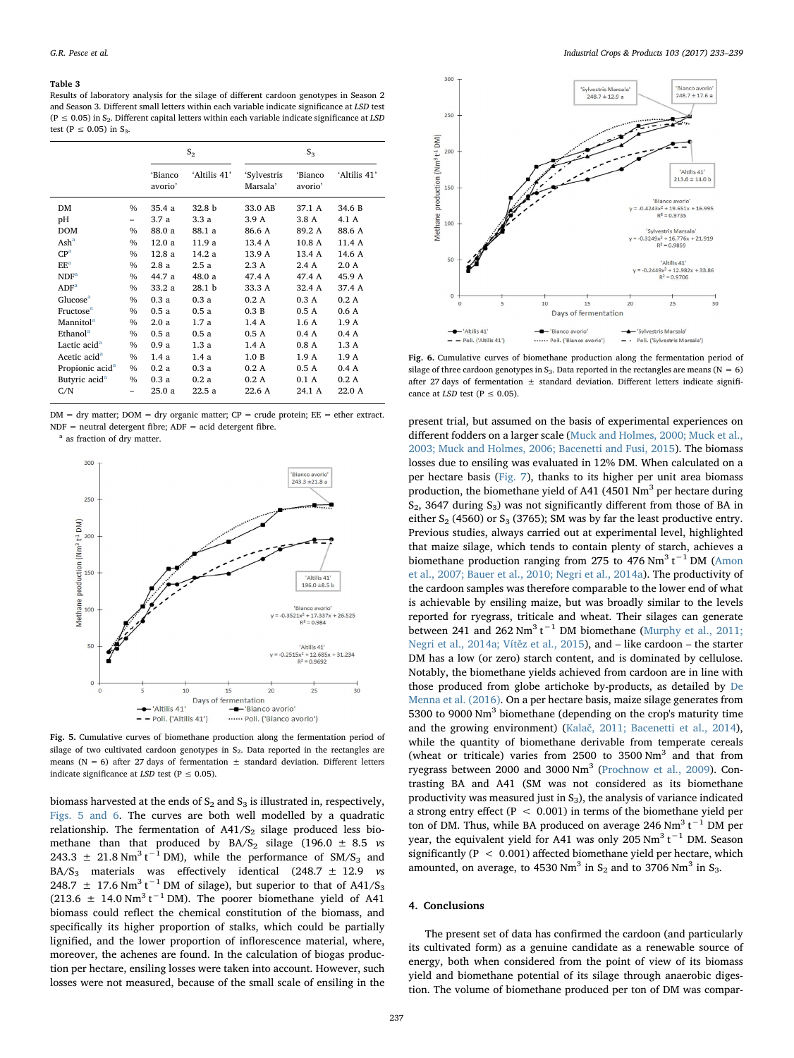**Table 3**
Results of laboratory analysis for the silage of different cardoon genotypes in Season 2 and Season 3. Different small letters within each variable indicate significance at *LSD* test ($P \leq 0.05$) in $S_2$. Different capital letters within each variable indicate significance at *LSD* test ($P \leq 0.05$) in $S_3$.

| | | $S_2$ | | $S_3$ | | |
|---|---|---|---|---|---|---|
| | | 'Bianco avorio' | 'Altilis 41' | 'Sylvestris Marsala' | 'Bianco avorio' | 'Altilis 41' |
| DM | % | 35.4 a | 32.8 b | 33.0 AB | 37.1 A | 34.6 B |
| pH | – | 3.7 a | 3.3 a | 3.9 A | 3.8 A | 4.1 A |
| DOM | % | 88.0 a | 88.1 a | 86.6 A | 89.2 A | 88.6 A |
| Ash[a] | % | 12.0 a | 11.9 a | 13.4 A | 10.8 A | 11.4 A |
| CP[a] | % | 12.8 a | 14.2 a | 13.9 A | 13.4 A | 14.6 A |
| EE[a] | % | 2.8 a | 2.5 a | 2.3 A | 2.4 A | 2.0 A |
| NDF[a] | % | 44.7 a | 48.0 a | 47.4 A | 47.4 A | 45.9 A |
| ADF[a] | % | 33.2 a | 28.1 b | 33.3 A | 32.4 A | 37.4 A |
| Glucose[a] | % | 0.3 a | 0.3 a | 0.2 A | 0.3 A | 0.2 A |
| Fructose[a] | % | 0.5 a | 0.5 a | 0.3 B | 0.5 A | 0.6 A |
| Mannitol[a] | % | 2.0 a | 1.7 a | 1.4 A | 1.6 A | 1.9 A |
| Ethanol[a] | % | 0.5 a | 0.5 a | 0.5 A | 0.4 A | 0.4 A |
| Lactic acid[a] | % | 0.9 a | 1.3 a | 1.4 A | 0.8 A | 1.3 A |
| Acetic acid[a] | % | 1.4 a | 1.4 a | 1.0 B | 1.9 A | 1.9 A |
| Propionic acid[a] | % | 0.2 a | 0.3 a | 0.2 A | 0.5 A | 0.4 A |
| Butyric acid[a] | % | 0.3 a | 0.2 a | 0.2 A | 0.1 A | 0.2 A |
| C/N | – | 25.0 a | 22.5 a | 22.6 A | 24.1 A | 22.0 A |

DM = dry matter; DOM = dry organic matter; CP = crude protein; EE = ether extract. NDF = neutral detergent fibre; ADF = acid detergent fibre.
[a] as fraction of dry matter.

**Fig. 5.** Cumulative curves of biomethane production along the fermentation period of silage of two cultivated cardoon genotypes in $S_2$. Data reported in the rectangles are means (N = 6) after 27 days of fermentation ± standard deviation. Different letters indicate significance at *LSD* test ($P \leq 0.05$).

biomass harvested at the ends of $S_2$ and $S_3$ is illustrated in, respectively, Figs. 5 and 6. The curves are both well modelled by a quadratic relationship. The fermentation of A41/$S_2$ silage produced less biomethane than that produced by BA/$S_2$ silage (196.0 ± 8.5 *vs* 243.3 ± 21.8 $Nm^3\ t^{-1}$ DM), while the performance of SM/$S_3$ and BA/$S_3$ materials was effectively identical (248.7 ± 12.9 *vs* 248.7 ± 17.6 $Nm^3\ t^{-1}$ DM of silage), but superior to that of A41/$S_3$ (213.6 ± 14.0 $Nm^3\ t^{-1}$ DM). The poorer biomethane yield of A41 biomass could reflect the chemical constitution of the biomass, and specifically its higher proportion of stalks, which could be partially lignified, and the lower proportion of inflorescence material, where, moreover, the achenes are found. In the calculation of biogas production per hectare, ensiling losses were taken into account. However, such losses were not measured, because of the small scale of ensiling in the present trial, but assumed on the basis of experimental experiences on different fodders on a larger scale (Muck and Holmes, 2000; Muck et al., 2003; Muck and Holmes, 2006; Bacenetti and Fusi, 2015). The biomass losses due to ensiling was evaluated in 12% DM. When calculated on a per hectare basis (Fig. 7), thanks to its higher per unit area biomass production, the biomethane yield of A41 (4501 $Nm^3$ per hectare during $S_2$, 3647 during $S_3$) was not significantly different from those of BA in either $S_2$ (4560) or $S_3$ (3765); SM was by far the least productive entry. Previous studies, always carried out at experimental level, highlighted that maize silage, which tends to contain plenty of starch, achieves a biomethane production ranging from 275 to 476 $Nm^3\ t^{-1}$ DM (Amon et al., 2007; Bauer et al., 2010; Negri et al., 2014a). The productivity of the cardoon samples was therefore comparable to the lower end of what is achievable by ensiling maize, but was broadly similar to the levels reported for ryegrass, triticale and wheat. Their silages can generate between 241 and 262 $Nm^3\ t^{-1}$ DM biomethane (Murphy et al., 2011; Negri et al., 2014a; Vítěz et al., 2015), and – like cardoon – the starter DM has a low (or zero) starch content, and is dominated by cellulose. Notably, the biomethane yields achieved from cardoon are in line with those produced from globe artichoke by-products, as detailed by De Menna et al. (2016). On a per hectare basis, maize silage generates from 5300 to 9000 $Nm^3$ biomethane (depending on the crop's maturity time and the growing environment) (Kalač, 2011; Bacenetti et al., 2014), while the quantity of biomethane derivable from temperate cereals (wheat or triticale) varies from 2500 to 3500 $Nm^3$ and that from ryegrass between 2000 and 3000 $Nm^3$ (Prochnow et al., 2009). Contrasting BA and A41 (SM was not considered as its biomethane productivity was measured just in $S_3$), the analysis of variance indicated a strong entry effect ($P < 0.001$) in terms of the biomethane yield per ton of DM. Thus, while BA produced on average 246 $Nm^3\ t^{-1}$ DM per year, the equivalent yield for A41 was only 205 $Nm^3\ t^{-1}$ DM. Season significantly ($P < 0.001$) affected biomethane yield per hectare, which amounted, on average, to 4530 $Nm^3$ in $S_2$ and to 3706 $Nm^3$ in $S_3$.

**Fig. 6.** Cumulative curves of biomethane production along the fermentation period of silage of three cardoon genotypes in $S_3$. Data reported in the rectangles are means (N = 6) after 27 days of fermentation ± standard deviation. Different letters indicate significance at *LSD* test ($P \leq 0.05$).

## 4. Conclusions

The present set of data has confirmed the cardoon (and particularly its cultivated form) as a genuine candidate as a renewable source of energy, both when considered from the point of view of its biomass yield and biomethane potential of its silage through anaerobic digestion. The volume of biomethane produced per ton of DM was compar-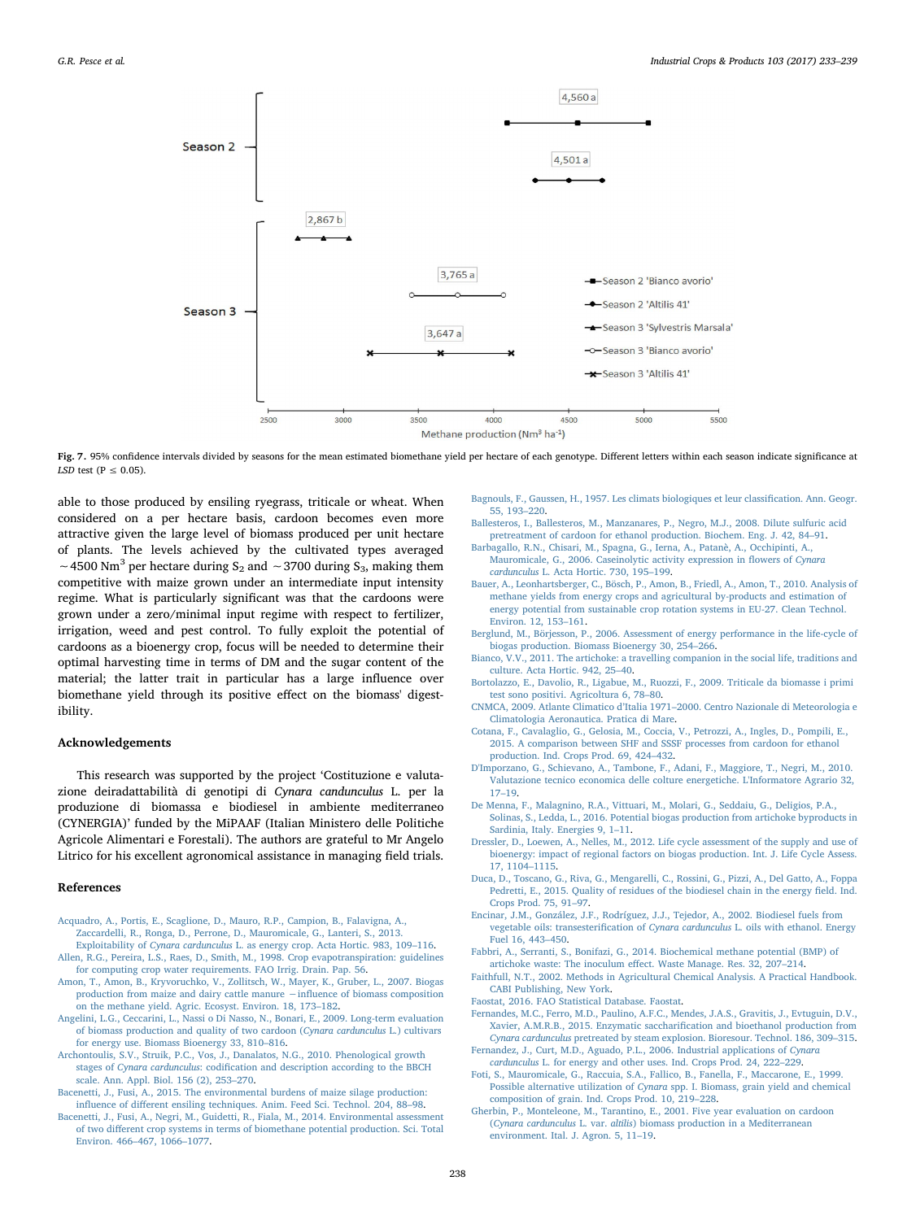Fig. 7. 95% confidence intervals divided by seasons for the mean estimated biomethane yield per hectare of each genotype. Different letters within each season indicate significance at *LSD* test ($P \leq 0.05$).

able to those produced by ensiling ryegrass, triticale or wheat. When considered on a per hectare basis, cardoon becomes even more attractive given the large level of biomass produced per unit hectare of plants. The levels achieved by the cultivated types averaged ~4500 $Nm^3$ per hectare during $S_2$ and ~3700 during $S_3$, making them competitive with maize grown under an intermediate input intensity regime. What is particularly significant was that the cardoons were grown under a zero/minimal input regime with respect to fertilizer, irrigation, weed and pest control. To fully exploit the potential of cardoons as a bioenergy crop, focus will be needed to determine their optimal harvesting time in terms of DM and the sugar content of the material; the latter trait in particular has a large influence over biomethane yield through its positive effect on the biomass' digestibility.

## Acknowledgements

This research was supported by the project 'Costituzione e valutazione deiradattabilità di genotipi di *Cynara candunculus* L. per la produzione di biomassa e biodiesel in ambiente mediterraneo (CYNERGIA)' funded by the MiPAAF (Italian Ministero delle Politiche Agricole Alimentari e Forestali). The authors are grateful to Mr Angelo Litrico for his excellent agronomical assistance in managing field trials.

## References

Acquadro, A., Portis, E., Scaglione, D., Mauro, R.P., Campion, B., Falavigna, A., Zaccardelli, R., Ronga, D., Perrone, D., Mauromicale, G., Lanteri, S., 2013. Exploitability of *Cynara cardunculus* L. as energy crop. Acta Hortic. 983, 109–116.

Allen, R.G., Pereira, L.S., Raes, D., Smith, M., 1998. Crop evapotranspiration: guidelines for computing crop water requirements. FAO Irrig. Drain. Pap. 56.

Amon, T., Amon, B., Kryvoruchko, V., Zollitsch, W., Mayer, K., Gruber, L., 2007. Biogas production from maize and dairy cattle manure —influence of biomass composition on the methane yield. Agric. Ecosyst. Environ. 18, 173–182.

Angelini, L.G., Ceccarini, L., Nassi o Di Nasso, N., Bonari, E., 2009. Long-term evaluation of biomass production and quality of two cardoon (*Cynara cardunculus* L.) cultivars for energy use. Biomass Bioenergy 33, 810–816.

Archontoulis, S.V., Struik, P.C., Vos, J., Danalatos, N.G., 2010. Phenological growth stages of *Cynara cardunculus*: codification and description according to the BBCH scale. Ann. Appl. Biol. 156 (2), 253–270.

Bacenetti, J., Fusi, A., 2015. The environmental burdens of maize silage production: influence of different ensiling techniques. Anim. Feed Sci. Technol. 204, 88–98.

Bacenetti, J., Fusi, A., Negri, M., Guidetti, R., Fiala, M., 2014. Environmental assessment of two different crop systems in terms of biomethane potential production. Sci. Total Environ. 466–467, 1066–1077.

Bagnouls, F., Gaussen, H., 1957. Les climats biologiques et leur classification. Ann. Geogr. 55, 193–220.

Ballesteros, I., Ballesteros, M., Manzanares, P., Negro, M.J., 2008. Dilute sulfuric acid pretreatment of cardoon for ethanol production. Biochem. Eng. J. 42, 84–91.

Barbagallo, R.N., Chisari, M., Spagna, G., Ierna, A., Patanè, C., Occhipinti, A., Mauromicale, G., 2006. Caseinolytic activity expression in flowers of *Cynara cardunculus* L. Acta Hortic. 730, 195–199.

Bauer, A., Leonhartsberger, C., Bösch, P., Amon, B., Friedl, A., Amon, T., 2010. Analysis of methane yields from energy crops and agricultural by-products and estimation of energy potential from sustainable crop rotation systems in EU-27. Clean Technol. Environ. 12, 153–161.

Berglund, M., Börjesson, P., 2006. Assessment of energy performance in the life-cycle of biogas production. Biomass Bioenergy 30, 254–266.

Bianco, V.V., 2011. The artichoke: a travelling companion in the social life, traditions and culture. Acta Hortic. 942, 25–40.

Bortolazzo, E., Davolio, R., Ligabue, M., Ruozzi, F., 2009. Triticale da biomasse i primi test sono positivi. Agricoltura 6, 78–80.

CNMCA, 2009. Atlante Climatico d'Italia 1971–2000. Centro Nazionale di Meteorologia e Climatologia Aeronautica. Pratica di Mare.

Cotana, F., Cavalaglio, G., Gelosia, M., Coccia, V., Petrozzi, A., Ingles, D., Pompili, E., 2015. A comparison between SHF and SSSF processes from cardoon for ethanol production. Ind. Crops Prod. 69, 424–432.

D'Imporzano, G., Schievano, A., Tambone, F., Adani, F., Maggiore, T., Negri, M., 2010. Valutazione tecnico economica delle colture energetiche. L'Informatore Agrario 32, 17–19.

De Menna, F., Malagnino, R.A., Vittuari, M., Molari, G., Seddaiu, G., Deligios, P.A., Solinas, S., Ledda, L., 2016. Potential biogas production from artichoke byproducts in Sardinia, Italy. Energies 9, 1–11.

Dressler, D., Loewen, A., Nelles, M., 2012. Life cycle assessment of the supply and use of bioenergy: impact of regional factors on biogas production. Int. J. Life Cycle Assess. 17, 1104–1115.

Duca, D., Toscano, G., Riva, G., Mengarelli, C., Rossini, G., Pizzi, A., Del Gatto, A., Foppa Pedretti, E., 2015. Quality of residues of the biodiesel chain in the energy field. Ind. Crops Prod. 75, 91–97.

Encinar, J.M., González, J.F., Rodríguez, J.J., Tejedor, A., 2002. Biodiesel fuels from vegetable oils: transesterification of *Cynara cardunculus* L. oils with ethanol. Energy Fuel 16, 443–450.

Fabbri, A., Serranti, S., Bonifazi, G., 2014. Biochemical methane potential (BMP) of artichoke waste: The inoculum effect. Waste Manage. Res. 32, 207–214.

Faithfull, N.T., 2002. Methods in Agricultural Chemical Analysis. A Practical Handbook. CABI Publishing, New York.

Faostat, 2016. FAO Statistical Database. Faostat.

Fernandes, M.C., Ferro, M.D., Paulino, A.F.C., Mendes, J.A.S., Gravitis, J., Evtuguin, D.V., Xavier, A.M.R.B., 2015. Enzymatic saccharification and bioethanol production from *Cynara cardunculus* pretreated by steam explosion. Bioresour. Technol. 186, 309–315.

Fernandez, J., Curt, M.D., Aguado, P.L., 2006. Industrial applications of *Cynara cardunculus* L. for energy and other uses. Ind. Crops Prod. 24, 222–229.

Foti, S., Mauromicale, G., Raccuia, S.A., Fallico, B., Fanella, F., Maccarone, E., 1999. Possible alternative utilization of *Cynara* spp. I. Biomass, grain yield and chemical composition of grain. Ind. Crops Prod. 10, 219–228.

Gherbin, P., Monteleone, M., Tarantino, E., 2001. Five year evaluation on cardoon (*Cynara cardunculus* L. var. *altilis*) biomass production in a Mediterranean environment. Ital. J. Agron. 5, 11–19.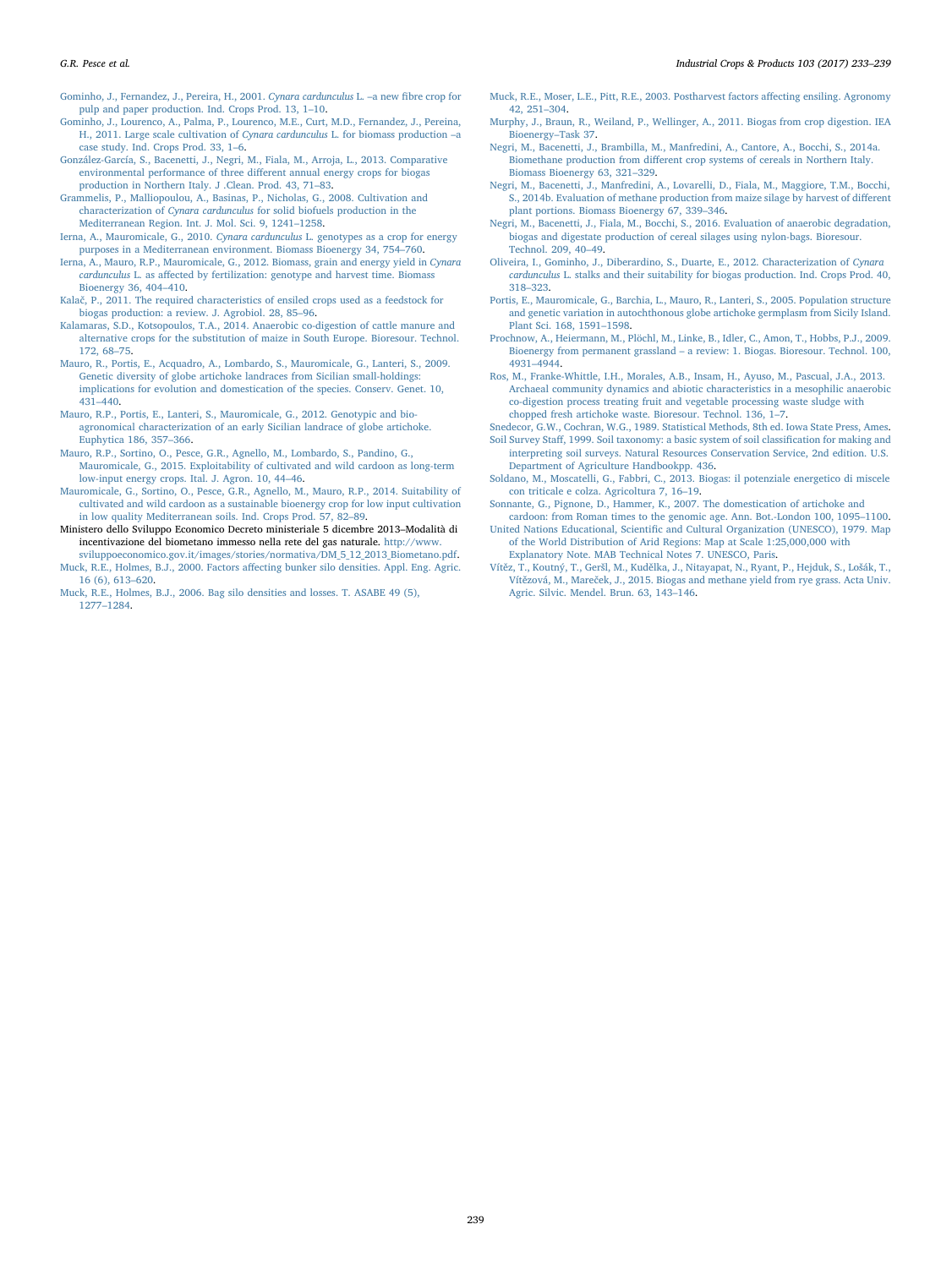Gominho, J., Fernandez, J., Pereira, H., 2001. *Cynara cardunculus* L. –a new fibre crop for pulp and paper production. Ind. Crops Prod. 13, 1–10.

Gominho, J., Lourenco, A., Palma, P., Lourenco, M.E., Curt, M.D., Fernandez, J., Pereina, H., 2011. Large scale cultivation of *Cynara cardunculus* L. for biomass production –a case study. Ind. Crops Prod. 33, 1–6.

González-García, S., Bacenetti, J., Negri, M., Fiala, M., Arroja, L., 2013. Comparative environmental performance of three different annual energy crops for biogas production in Northern Italy. J .Clean. Prod. 43, 71–83.

Grammelis, P., Malliopoulou, A., Basinas, P., Nicholas, G., 2008. Cultivation and characterization of *Cynara cardunculus* for solid biofuels production in the Mediterranean Region. Int. J. Mol. Sci. 9, 1241–1258.

Ierna, A., Mauromicale, G., 2010. *Cynara cardunculus* L. genotypes as a crop for energy purposes in a Mediterranean environment. Biomass Bioenergy 34, 754–760.

Ierna, A., Mauro, R.P., Mauromicale, G., 2012. Biomass, grain and energy yield in *Cynara cardunculus* L. as affected by fertilization: genotype and harvest time. Biomass Bioenergy 36, 404–410.

Kalač, P., 2011. The required characteristics of ensiled crops used as a feedstock for biogas production: a review. J. Agrobiol. 28, 85–96.

Kalamaras, S.D., Kotsopoulos, T.A., 2014. Anaerobic co-digestion of cattle manure and alternative crops for the substitution of maize in South Europe. Bioresour. Technol. 172, 68–75.

Mauro, R., Portis, E., Acquadro, A., Lombardo, S., Mauromicale, G., Lanteri, S., 2009. Genetic diversity of globe artichoke landraces from Sicilian small-holdings: implications for evolution and domestication of the species. Conserv. Genet. 10, 431–440.

Mauro, R.P., Portis, E., Lanteri, S., Mauromicale, G., 2012. Genotypic and bio-agronomical characterization of an early Sicilian landrace of globe artichoke. Euphytica 186, 357–366.

Mauro, R.P., Sortino, O., Pesce, G.R., Agnello, M., Lombardo, S., Pandino, G., Mauromicale, G., 2015. Exploitability of cultivated and wild cardoon as long-term low-input energy crops. Ital. J. Agron. 10, 44–46.

Mauromicale, G., Sortino, O., Pesce, G.R., Agnello, M., Mauro, R.P., 2014. Suitability of cultivated and wild cardoon as a sustainable bioenergy crop for low input cultivation in low quality Mediterranean soils. Ind. Crops Prod. 57, 82–89.

Ministero dello Sviluppo Economico Decreto ministeriale 5 dicembre 2013–Modalità di incentivazione del biometano immesso nella rete del gas naturale. http://www.sviluppoeconomico.gov.it/images/stories/normativa/DM_5_12_2013_Biometano.pdf.

Muck, R.E., Holmes, B.J., 2000. Factors affecting bunker silo densities. Appl. Eng. Agric. 16 (6), 613–620.

Muck, R.E., Holmes, B.J., 2006. Bag silo densities and losses. T. ASABE 49 (5), 1277–1284.

Muck, R.E., Moser, L.E., Pitt, R.E., 2003. Postharvest factors affecting ensiling. Agronomy 42, 251–304.

Murphy, J., Braun, R., Weiland, P., Wellinger, A., 2011. Biogas from crop digestion. IEA Bioenergy–Task 37.

Negri, M., Bacenetti, J., Brambilla, M., Manfredini, A., Cantore, A., Bocchi, S., 2014a. Biomethane production from different crop systems of cereals in Northern Italy. Biomass Bioenergy 63, 321–329.

Negri, M., Bacenetti, J., Manfredini, A., Lovarelli, D., Fiala, M., Maggiore, T.M., Bocchi, S., 2014b. Evaluation of methane production from maize silage by harvest of different plant portions. Biomass Bioenergy 67, 339–346.

Negri, M., Bacenetti, J., Fiala, M., Bocchi, S., 2016. Evaluation of anaerobic degradation, biogas and digestate production of cereal silages using nylon-bags. Bioresour. Technol. 209, 40–49.

Oliveira, I., Gominho, J., Diberardino, S., Duarte, E., 2012. Characterization of *Cynara cardunculus* L. stalks and their suitability for biogas production. Ind. Crops Prod. 40, 318–323.

Portis, E., Mauromicale, G., Barchia, L., Mauro, R., Lanteri, S., 2005. Population structure and genetic variation in autochthonous globe artichoke germplasm from Sicily Island. Plant Sci. 168, 1591–1598.

Prochnow, A., Heiermann, M., Plöchl, M., Linke, B., Idler, C., Amon, T., Hobbs, P.J., 2009. Bioenergy from permanent grassland – a review: 1. Biogas. Bioresour. Technol. 100, 4931–4944.

Ros, M., Franke-Whittle, I.H., Morales, A.B., Insam, H., Ayuso, M., Pascual, J.A., 2013. Archaeal community dynamics and abiotic characteristics in a mesophilic anaerobic co-digestion process treating fruit and vegetable processing waste sludge with chopped fresh artichoke waste. Bioresour. Technol. 136, 1–7.

Snedecor, G.W., Cochran, W.G., 1989. Statistical Methods, 8th ed. Iowa State Press, Ames.

Soil Survey Staff, 1999. Soil taxonomy: a basic system of soil classification for making and interpreting soil surveys. Natural Resources Conservation Service, 2nd edition. U.S. Department of Agriculture Handbookpp. 436.

Soldano, M., Moscatelli, G., Fabbri, C., 2013. Biogas: il potenziale energetico di miscele con triticale e colza. Agricoltura 7, 16–19.

Sonnante, G., Pignone, D., Hammer, K., 2007. The domestication of artichoke and cardoon: from Roman times to the genomic age. Ann. Bot.-London 100, 1095–1100.

United Nations Educational, Scientific and Cultural Organization (UNESCO), 1979. Map of the World Distribution of Arid Regions: Map at Scale 1:25,000,000 with Explanatory Note. MAB Technical Notes 7. UNESCO, Paris.

Vítěz, T., Koutný, T., Geršl, M., Kudělka, J., Nitayapat, N., Ryant, P., Hejduk, S., Lošák, T., Vítězová, M., Mareček, J., 2015. Biogas and methane yield from rye grass. Acta Univ. Agric. Silvic. Mendel. Brun. 63, 143–146.